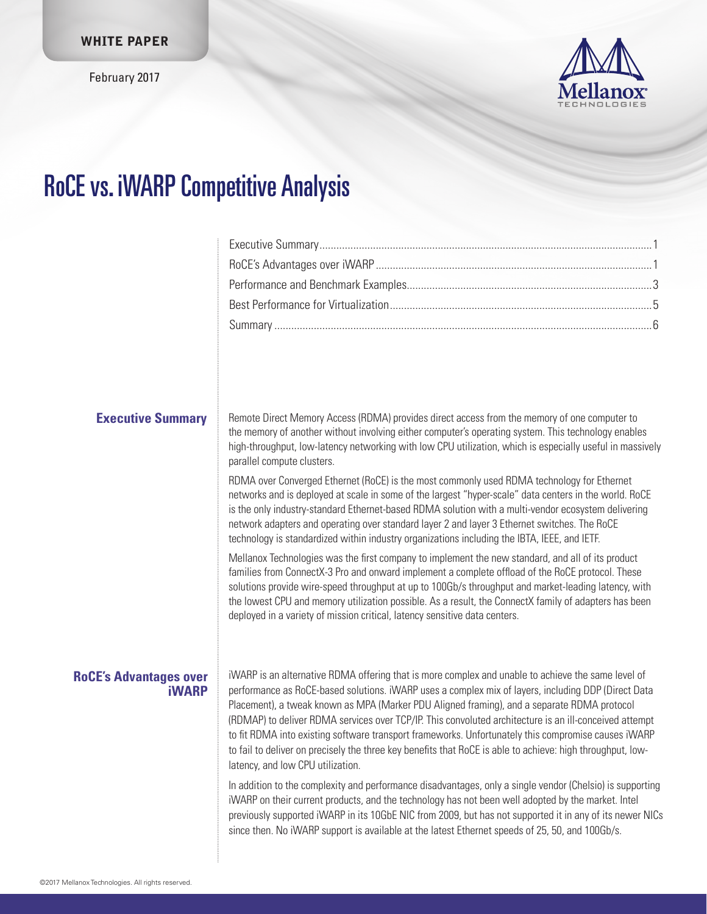WHITE PAPER

February 2017

# RoCE vs. iWARP Competitive Analysis

| | |
|---|---|
| Executive Summary | 1 |
| RoCE's Advantages over iWARP | 1 |
| Performance and Benchmark Examples | 3 |
| Best Performance for Virtualization | 5 |
| Summary | 6 |

## Executive Summary

Remote Direct Memory Access (RDMA) provides direct access from the memory of one computer to the memory of another without involving either computer's operating system. This technology enables high-throughput, low-latency networking with low CPU utilization, which is especially useful in massively parallel compute clusters.

RDMA over Converged Ethernet (RoCE) is the most commonly used RDMA technology for Ethernet networks and is deployed at scale in some of the largest "hyper-scale" data centers in the world. RoCE is the only industry-standard Ethernet-based RDMA solution with a multi-vendor ecosystem delivering network adapters and operating over standard layer 2 and layer 3 Ethernet switches. The RoCE technology is standardized within industry organizations including the IBTA, IEEE, and IETF.

Mellanox Technologies was the first company to implement the new standard, and all of its product families from ConnectX-3 Pro and onward implement a complete offload of the RoCE protocol. These solutions provide wire-speed throughput at up to 100Gb/s throughput and market-leading latency, with the lowest CPU and memory utilization possible. As a result, the ConnectX family of adapters has been deployed in a variety of mission critical, latency sensitive data centers.

## RoCE's Advantages over iWARP

iWARP is an alternative RDMA offering that is more complex and unable to achieve the same level of performance as RoCE-based solutions. iWARP uses a complex mix of layers, including DDP (Direct Data Placement), a tweak known as MPA (Marker PDU Aligned framing), and a separate RDMA protocol (RDMAP) to deliver RDMA services over TCP/IP. This convoluted architecture is an ill-conceived attempt to fit RDMA into existing software transport frameworks. Unfortunately this compromise causes iWARP to fail to deliver on precisely the three key benefits that RoCE is able to achieve: high throughput, low-latency, and low CPU utilization.

In addition to the complexity and performance disadvantages, only a single vendor (Chelsio) is supporting iWARP on their current products, and the technology has not been well adopted by the market. Intel previously supported iWARP in its 10GbE NIC from 2009, but has not supported it in any of its newer NICs since then. No iWARP support is available at the latest Ethernet speeds of 25, 50, and 100Gb/s.

©2017 Mellanox Technologies. All rights reserved.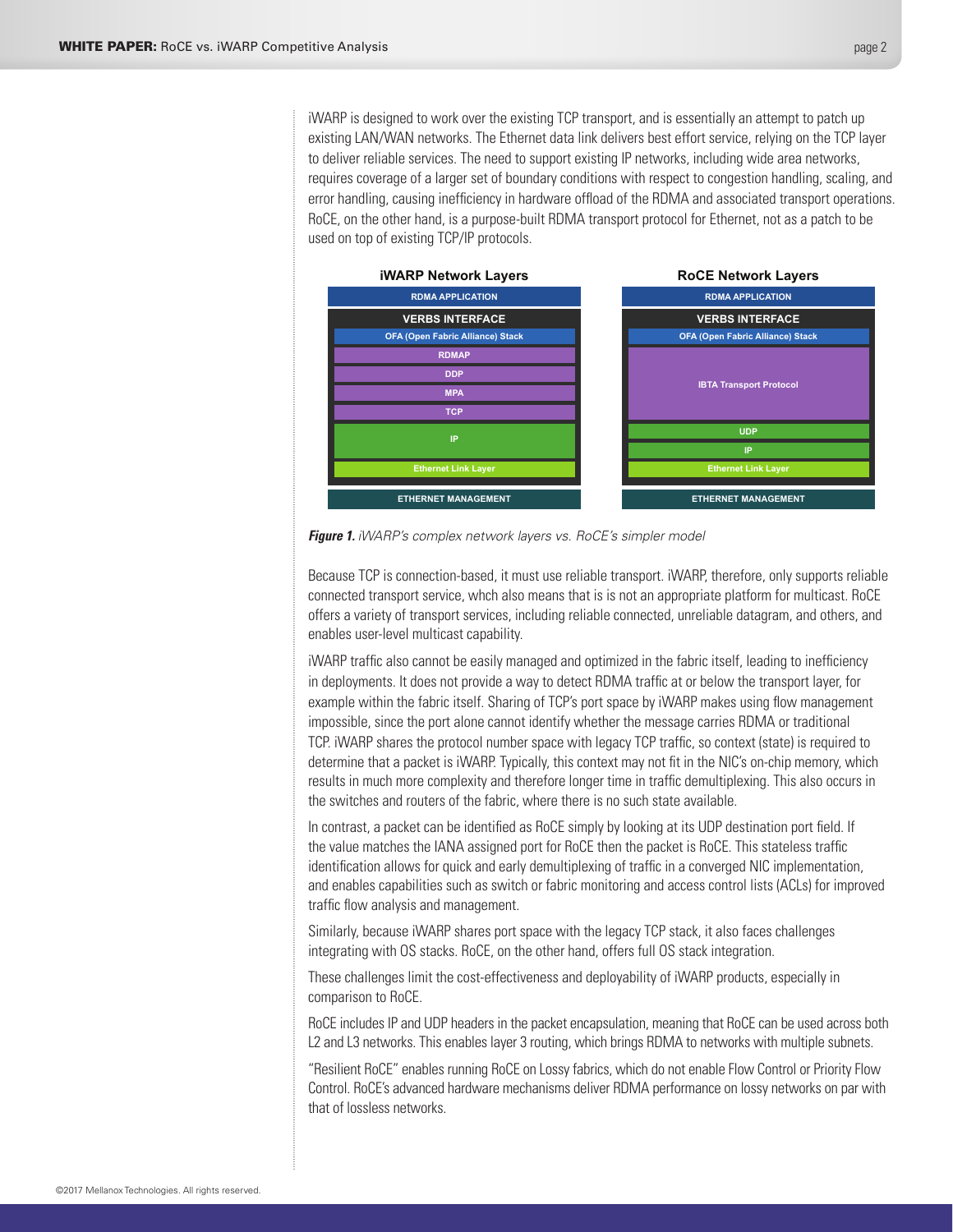iWARP is designed to work over the existing TCP transport, and is essentially an attempt to patch up existing LAN/WAN networks. The Ethernet data link delivers best effort service, relying on the TCP layer to deliver reliable services. The need to support existing IP networks, including wide area networks, requires coverage of a larger set of boundary conditions with respect to congestion handling, scaling, and error handling, causing inefficiency in hardware offload of the RDMA and associated transport operations. RoCE, on the other hand, is a purpose-built RDMA transport protocol for Ethernet, not as a patch to be used on top of existing TCP/IP protocols.

| iWARP Network Layers | RoCE Network Layers |
|---|---|
| RDMA APPLICATION | RDMA APPLICATION |
| VERBS INTERFACE | VERBS INTERFACE |
| OFA (Open Fabric Alliance) Stack | OFA (Open Fabric Alliance) Stack |
| RDMAP | IBTA Transport Protocol |
| DDP | |
| MPA | |
| TCP | |
| IP | UDP |
| | IP |
| Ethernet Link Layer | Ethernet Link Layer |
| ETHERNET MANAGEMENT | ETHERNET MANAGEMENT |

***Figure 1.*** *iWARP's complex network layers vs. RoCE's simpler model*

Because TCP is connection-based, it must use reliable transport. iWARP, therefore, only supports reliable connected transport service, whch also means that is is not an appropriate platform for multicast. RoCE offers a variety of transport services, including reliable connected, unreliable datagram, and others, and enables user-level multicast capability.

iWARP traffic also cannot be easily managed and optimized in the fabric itself, leading to inefficiency in deployments. It does not provide a way to detect RDMA traffic at or below the transport layer, for example within the fabric itself. Sharing of TCP's port space by iWARP makes using flow management impossible, since the port alone cannot identify whether the message carries RDMA or traditional TCP. iWARP shares the protocol number space with legacy TCP traffic, so context (state) is required to determine that a packet is iWARP. Typically, this context may not fit in the NIC's on-chip memory, which results in much more complexity and therefore longer time in traffic demultiplexing. This also occurs in the switches and routers of the fabric, where there is no such state available.

In contrast, a packet can be identified as RoCE simply by looking at its UDP destination port field. If the value matches the IANA assigned port for RoCE then the packet is RoCE. This stateless traffic identification allows for quick and early demultiplexing of traffic in a converged NIC implementation, and enables capabilities such as switch or fabric monitoring and access control lists (ACLs) for improved traffic flow analysis and management.

Similarly, because iWARP shares port space with the legacy TCP stack, it also faces challenges integrating with OS stacks. RoCE, on the other hand, offers full OS stack integration.

These challenges limit the cost-effectiveness and deployability of iWARP products, especially in comparison to RoCE.

RoCE includes IP and UDP headers in the packet encapsulation, meaning that RoCE can be used across both L2 and L3 networks. This enables layer 3 routing, which brings RDMA to networks with multiple subnets.

"Resilient RoCE" enables running RoCE on Lossy fabrics, which do not enable Flow Control or Priority Flow Control. RoCE's advanced hardware mechanisms deliver RDMA performance on lossy networks on par with that of lossless networks.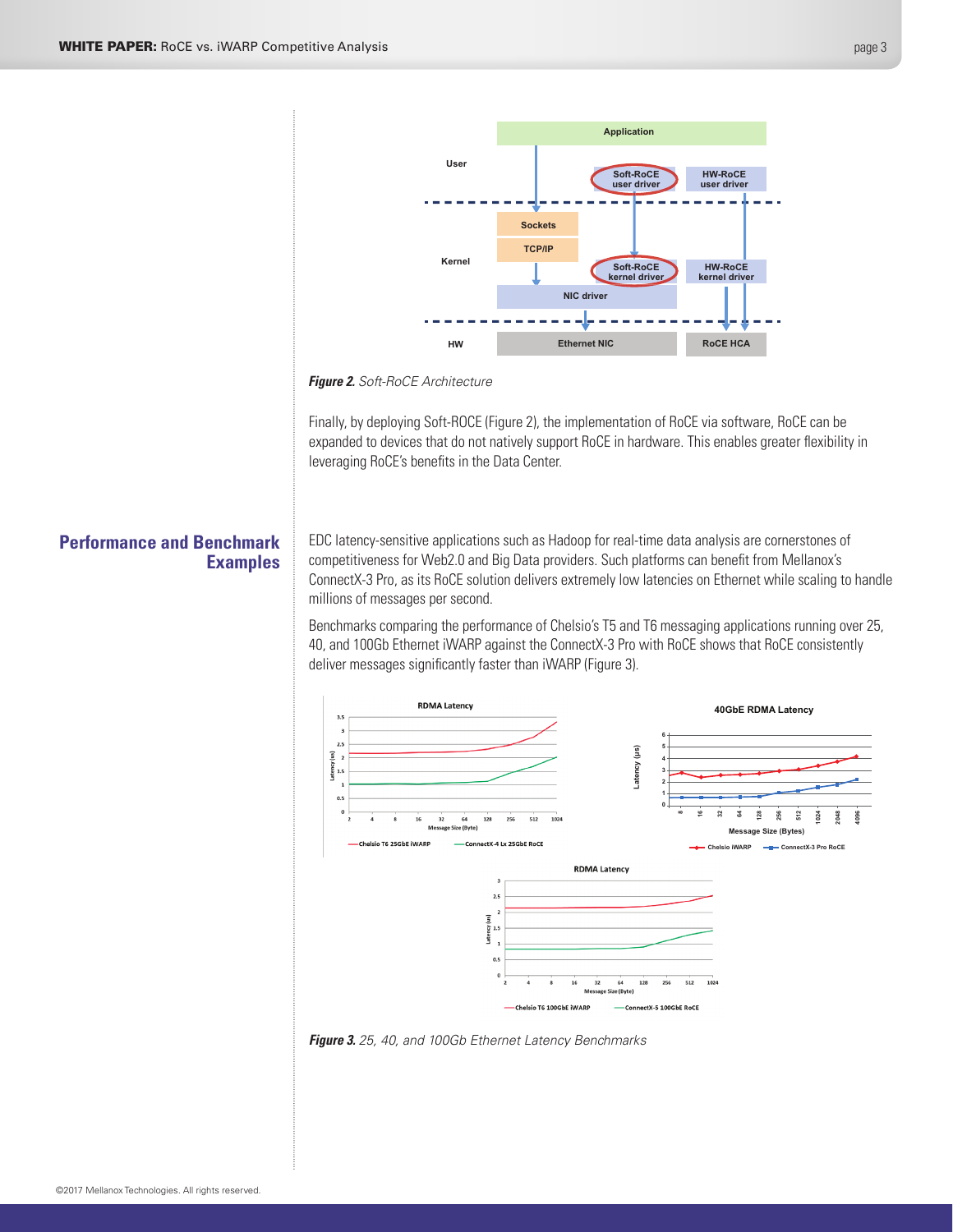*Figure 2. Soft-RoCE Architecture*

Finally, by deploying Soft-ROCE (Figure 2), the implementation of RoCE via software, RoCE can be expanded to devices that do not natively support RoCE in hardware. This enables greater flexibility in leveraging RoCE's benefits in the Data Center.

## Performance and Benchmark Examples

EDC latency-sensitive applications such as Hadoop for real-time data analysis are cornerstones of competitiveness for Web2.0 and Big Data providers. Such platforms can benefit from Mellanox's ConnectX-3 Pro, as its RoCE solution delivers extremely low latencies on Ethernet while scaling to handle millions of messages per second.

Benchmarks comparing the performance of Chelsio's T5 and T6 messaging applications running over 25, 40, and 100Gb Ethernet iWARP against the ConnectX-3 Pro with RoCE shows that RoCE consistently deliver messages significantly faster than iWARP (Figure 3).

*Figure 3. 25, 40, and 100Gb Ethernet Latency Benchmarks*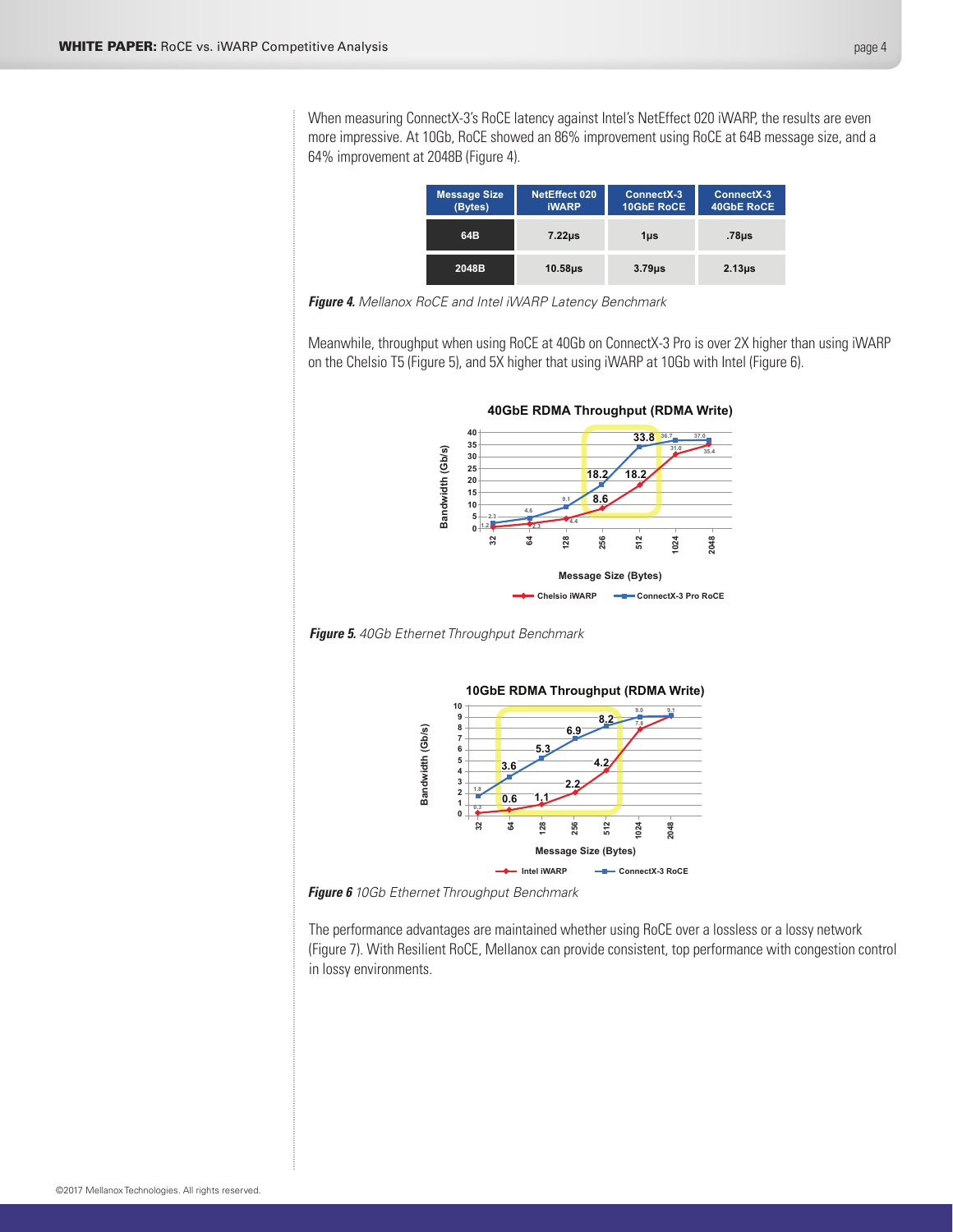When measuring ConnectX-3's RoCE latency against Intel's NetEffect 020 iWARP, the results are even more impressive. At 10Gb, RoCE showed an 86% improvement using RoCE at 64B message size, and a 64% improvement at 2048B (Figure 4).

| Message Size (Bytes) | NetEffect 020 iWARP | ConnectX-3 10GbE RoCE | ConnectX-3 40GbE RoCE |
|---|---|---|---|
| 64B | 7.22µs | 1µs | .78µs |
| 2048B | 10.58µs | 3.79µs | 2.13µs |

***Figure 4.*** *Mellanox RoCE and Intel iWARP Latency Benchmark*

Meanwhile, throughput when using RoCE at 40Gb on ConnectX-3 Pro is over 2X higher than using iWARP on the Chelsio T5 (Figure 5), and 5X higher that using iWARP at 10Gb with Intel (Figure 6).

***Figure 5.*** *40Gb Ethernet Throughput Benchmark*

***Figure 6*** *10Gb Ethernet Throughput Benchmark*

The performance advantages are maintained whether using RoCE over a lossless or a lossy network (Figure 7). With Resilient RoCE, Mellanox can provide consistent, top performance with congestion control in lossy environments.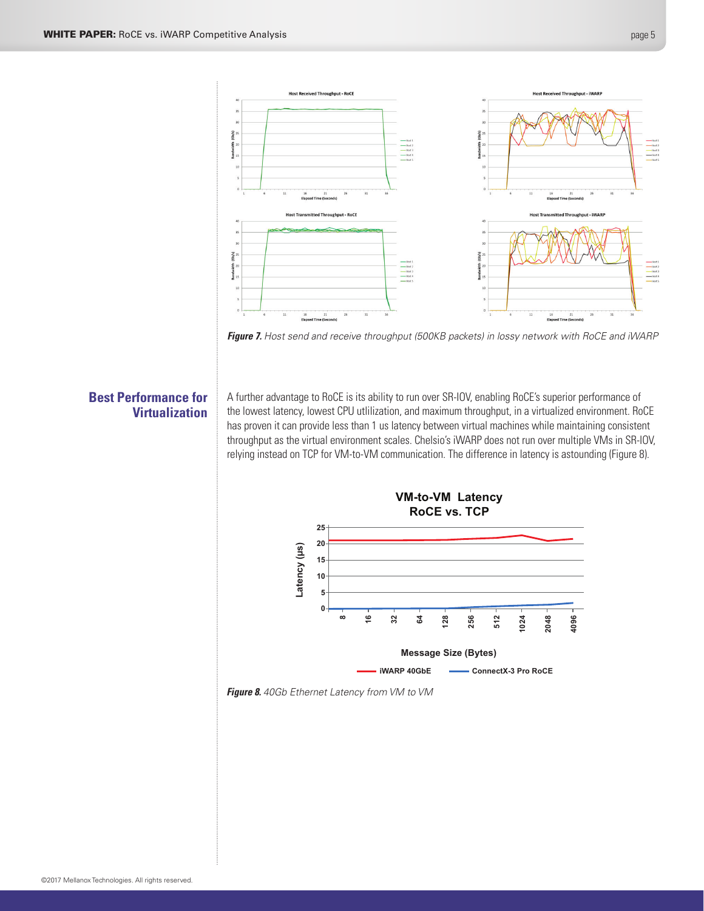*Figure 7.* Host send and receive throughput (500KB packets) in lossy network with RoCE and iWARP

## Best Performance for Virtualization

A further advantage to RoCE is its ability to run over SR-IOV, enabling RoCE's superior performance of the lowest latency, lowest CPU utlilization, and maximum throughput, in a virtualized environment. RoCE has proven it can provide less than 1 us latency between virtual machines while maintaining consistent throughput as the virtual environment scales. Chelsio's iWARP does not run over multiple VMs in SR-IOV, relying instead on TCP for VM-to-VM communication. The difference in latency is astounding (Figure 8).

*Figure 8.* 40Gb Ethernet Latency from VM to VM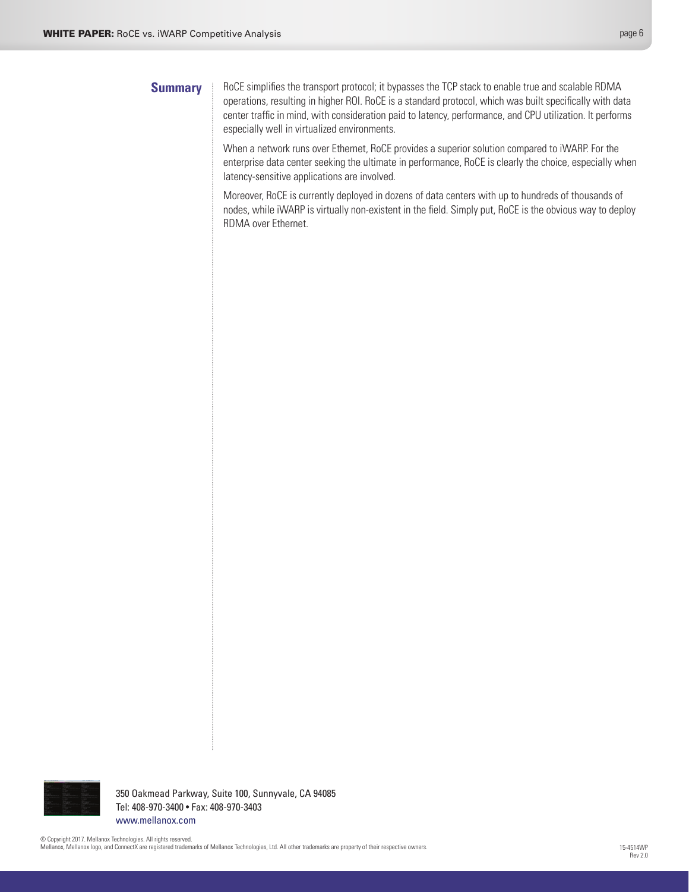## Summary

RoCE simplifies the transport protocol; it bypasses the TCP stack to enable true and scalable RDMA operations, resulting in higher ROI. RoCE is a standard protocol, which was built specifically with data center traffic in mind, with consideration paid to latency, performance, and CPU utilization. It performs especially well in virtualized environments.

When a network runs over Ethernet, RoCE provides a superior solution compared to iWARP. For the enterprise data center seeking the ultimate in performance, RoCE is clearly the choice, especially when latency-sensitive applications are involved.

Moreover, RoCE is currently deployed in dozens of data centers with up to hundreds of thousands of nodes, while iWARP is virtually non-existent in the field. Simply put, RoCE is the obvious way to deploy RDMA over Ethernet.

350 Oakmead Parkway, Suite 100, Sunnyvale, CA 94085
Tel: 408-970-3400 • Fax: 408-970-3403
www.mellanox.com

© Copyright 2017. Mellanox Technologies. All rights reserved.
Mellanox, Mellanox logo, and ConnectX are registered trademarks of Mellanox Technologies, Ltd. All other trademarks are property of their respective owners.

15-4514WP
Rev 2.0